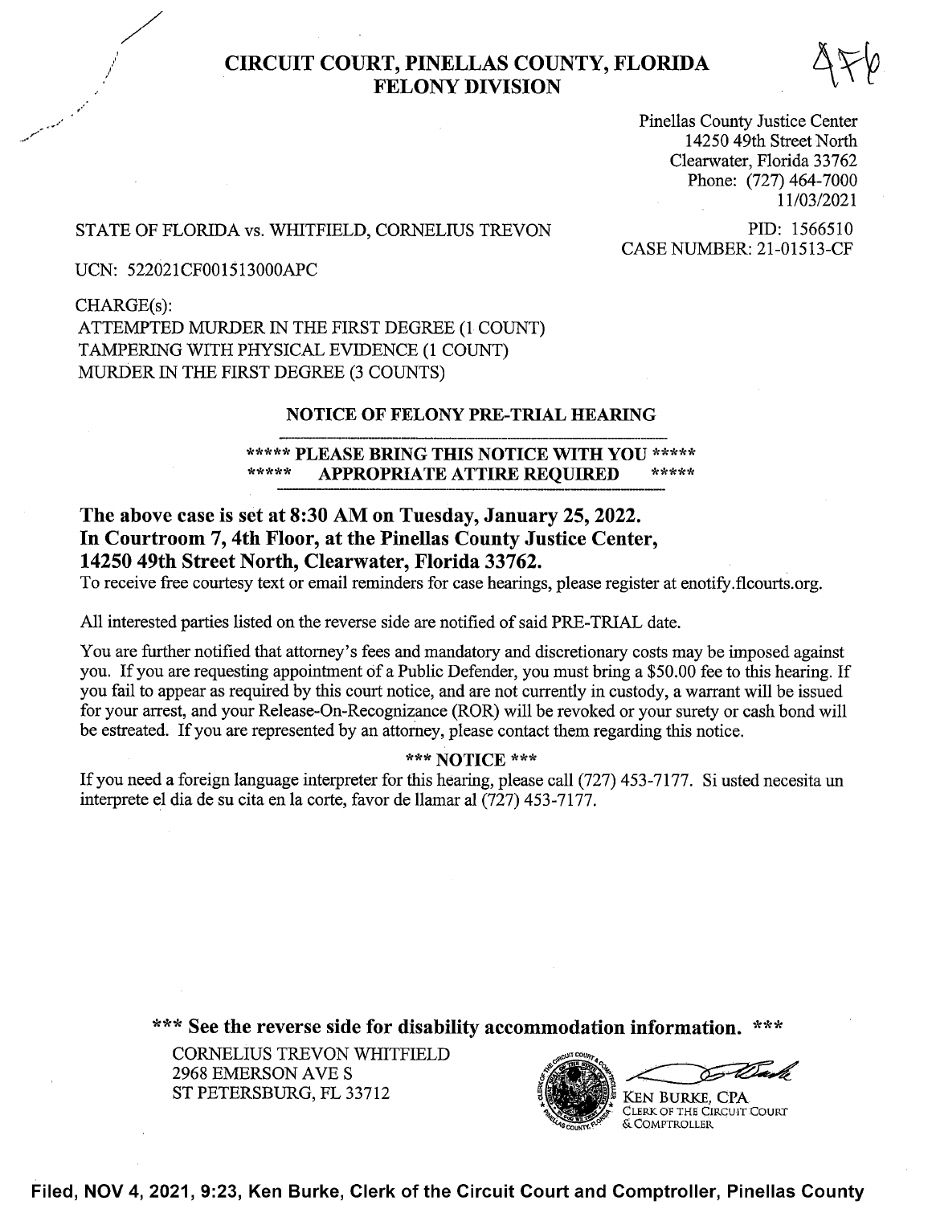# CIRCUIT COURT, PINELLAS COUNTY, FLORIDA
## FELONY DIVISION

4F6

Pinellas County Justice Center
14250 49th Street North
Clearwater, Florida 33762
Phone: (727) 464-7000
11/03/2021

STATE OF FLORIDA vs. WHITFIELD, CORNELIUS TREVON

PID: 1566510
CASE NUMBER: 21-01513-CF

UCN: 522021CF001513000APC

CHARGE(s):
ATTEMPTED MURDER IN THE FIRST DEGREE (1 COUNT)
TAMPERING WITH PHYSICAL EVIDENCE (1 COUNT)
MURDER IN THE FIRST DEGREE (3 COUNTS)

### NOTICE OF FELONY PRE-TRIAL HEARING

**\*\*\*\*\* PLEASE BRING THIS NOTICE WITH YOU \*\*\*\*\***
**\*\*\*\*\* APPROPRIATE ATTIRE REQUIRED \*\*\*\*\***

**The above case is set at 8:30 AM on Tuesday, January 25, 2022.
In Courtroom 7, 4th Floor, at the Pinellas County Justice Center,
14250 49th Street North, Clearwater, Florida 33762.**

To receive free courtesy text or email reminders for case hearings, please register at enotify.flcourts.org.

All interested parties listed on the reverse side are notified of said PRE-TRIAL date.

You are further notified that attorney's fees and mandatory and discretionary costs may be imposed against you. If you are requesting appointment of a Public Defender, you must bring a $50.00 fee to this hearing. If you fail to appear as required by this court notice, and are not currently in custody, a warrant will be issued for your arrest, and your Release-On-Recognizance (ROR) will be revoked or your surety or cash bond will be estreated. If you are represented by an attorney, please contact them regarding this notice.

**\*\*\* NOTICE \*\*\***

If you need a foreign language interpreter for this hearing, please call (727) 453-7177. Si usted necesita un interprete el dia de su cita en la corte, favor de llamar al (727) 453-7177.

**\*\*\* See the reverse side for disability accommodation information. \*\*\***

CORNELIUS TREVON WHITFIELD
2968 EMERSON AVE S
ST PETERSBURG, FL 33712

KEN BURKE, CPA
CLERK OF THE CIRCUIT COURT
& COMPTROLLER

**Filed, NOV 4, 2021, 9:23, Ken Burke, Clerk of the Circuit Court and Comptroller, Pinellas County**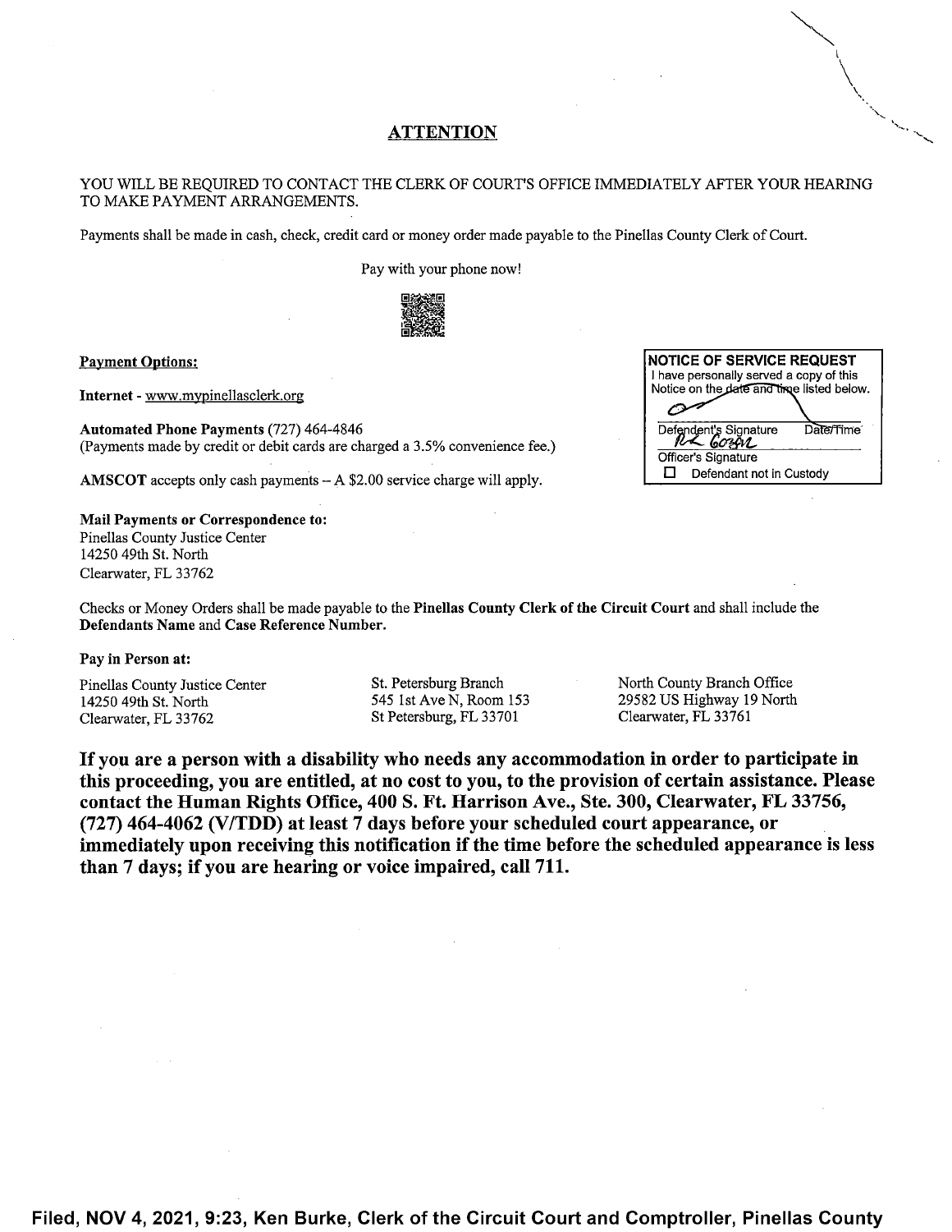## ATTENTION

YOU WILL BE REQUIRED TO CONTACT THE CLERK OF COURT'S OFFICE IMMEDIATELY AFTER YOUR HEARING TO MAKE PAYMENT ARRANGEMENTS.

Payments shall be made in cash, check, credit card or money order made payable to the Pinellas County Clerk of Court.

Pay with your phone now!

| NOTICE OF SERVICE REQUEST | |
|---|---|
| I have personally served a copy of this Notice on the date and time listed below. | |
| Defendant's Signature | Date/Time |
| Officer's Signature | |
| ☐ Defendant not in Custody | |

**Payment Options:**

**Internet** - www.mypinellasclerk.org

**Automated Phone Payments** (727) 464-4846
(Payments made by credit or debit cards are charged a 3.5% convenience fee.)

**AMSCOT** accepts only cash payments – A $2.00 service charge will apply.

**Mail Payments or Correspondence to:**
Pinellas County Justice Center
14250 49th St. North
Clearwater, FL 33762

Checks or Money Orders shall be made payable to the **Pinellas County Clerk of the Circuit Court** and shall include the **Defendants Name** and **Case Reference Number.**

**Pay in Person at:**

Pinellas County Justice Center
14250 49th St. North
Clearwater, FL 33762

St. Petersburg Branch
545 1st Ave N, Room 153
St Petersburg, FL 33701

North County Branch Office
29582 US Highway 19 North
Clearwater, FL 33761

**If you are a person with a disability who needs any accommodation in order to participate in this proceeding, you are entitled, at no cost to you, to the provision of certain assistance. Please contact the Human Rights Office, 400 S. Ft. Harrison Ave., Ste. 300, Clearwater, FL 33756, (727) 464-4062 (V/TDD) at least 7 days before your scheduled court appearance, or immediately upon receiving this notification if the time before the scheduled appearance is less than 7 days; if you are hearing or voice impaired, call 711.**

**Filed, NOV 4, 2021, 9:23, Ken Burke, Clerk of the Circuit Court and Comptroller, Pinellas County**